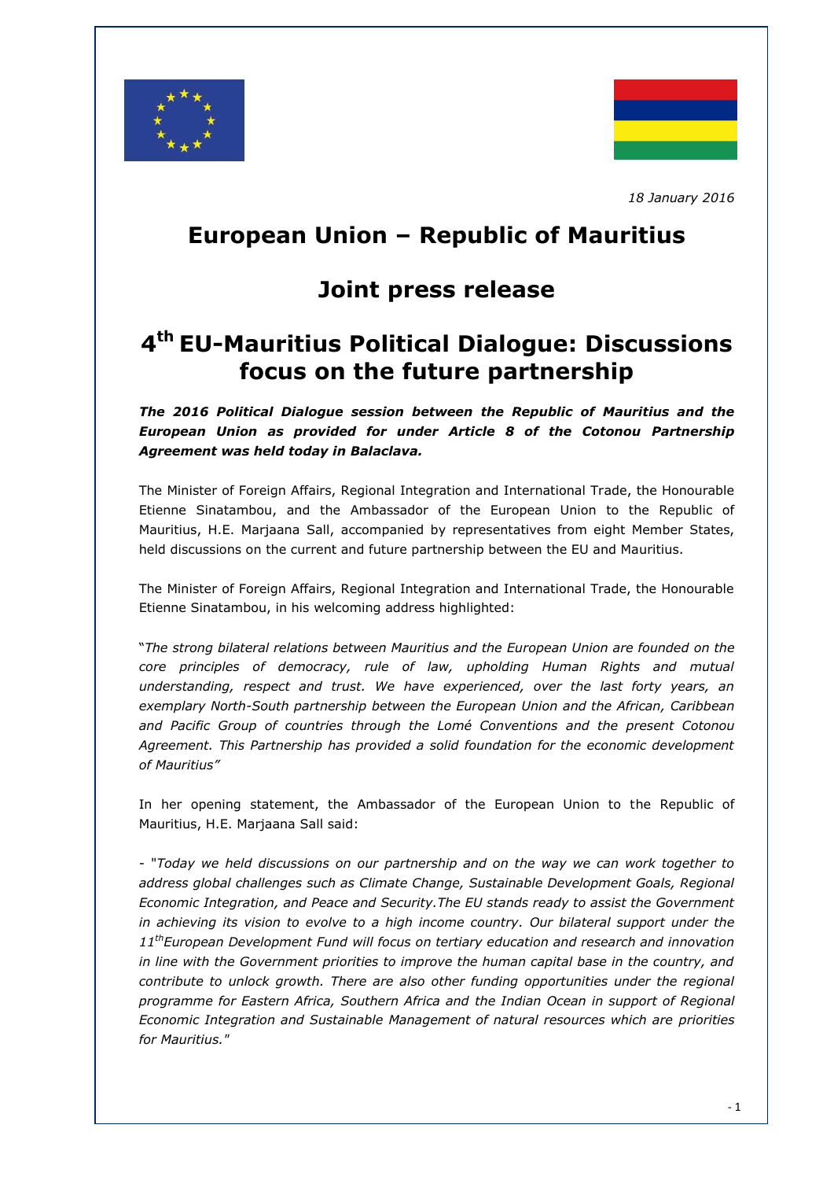*18 January 2016*

# European Union – Republic of Mauritius

# Joint press release

# 4th EU-Mauritius Political Dialogue: Discussions focus on the future partnership

***The 2016 Political Dialogue session between the Republic of Mauritius and the European Union as provided for under Article 8 of the Cotonou Partnership Agreement was held today in Balaclava.***

The Minister of Foreign Affairs, Regional Integration and International Trade, the Honourable Etienne Sinatambou, and the Ambassador of the European Union to the Republic of Mauritius, H.E. Marjaana Sall, accompanied by representatives from eight Member States, held discussions on the current and future partnership between the EU and Mauritius.

The Minister of Foreign Affairs, Regional Integration and International Trade, the Honourable Etienne Sinatambou, in his welcoming address highlighted:

"*The strong bilateral relations between Mauritius and the European Union are founded on the core principles of democracy, rule of law, upholding Human Rights and mutual understanding, respect and trust. We have experienced, over the last forty years, an exemplary North-South partnership between the European Union and the African, Caribbean and Pacific Group of countries through the Lomé Conventions and the present Cotonou Agreement. This Partnership has provided a solid foundation for the economic development of Mauritius"*

In her opening statement, the Ambassador of the European Union to the Republic of Mauritius, H.E. Marjaana Sall said:

- "*Today we held discussions on our partnership and on the way we can work together to address global challenges such as Climate Change, Sustainable Development Goals, Regional Economic Integration, and Peace and Security.The EU stands ready to assist the Government in achieving its vision to evolve to a high income country. Our bilateral support under the 11thEuropean Development Fund will focus on tertiary education and research and innovation in line with the Government priorities to improve the human capital base in the country, and contribute to unlock growth. There are also other funding opportunities under the regional programme for Eastern Africa, Southern Africa and the Indian Ocean in support of Regional Economic Integration and Sustainable Management of natural resources which are priorities for Mauritius."*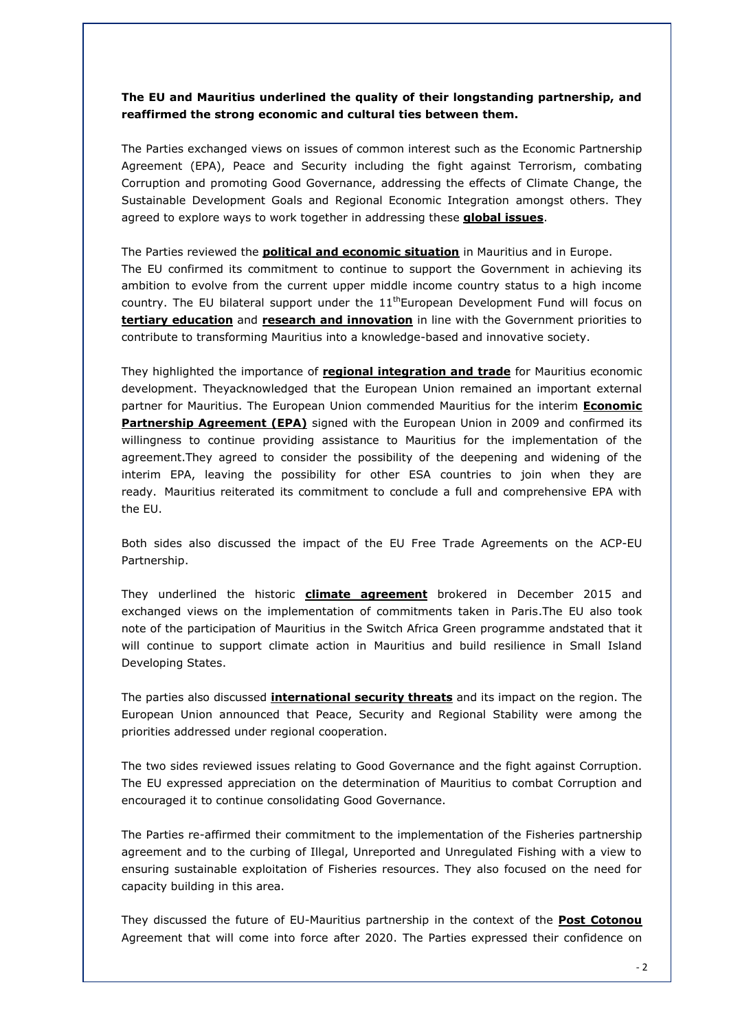**The EU and Mauritius underlined the quality of their longstanding partnership, and reaffirmed the strong economic and cultural ties between them.**

The Parties exchanged views on issues of common interest such as the Economic Partnership Agreement (EPA), Peace and Security including the fight against Terrorism, combating Corruption and promoting Good Governance, addressing the effects of Climate Change, the Sustainable Development Goals and Regional Economic Integration amongst others. They agreed to explore ways to work together in addressing these **global issues**.

The Parties reviewed the **political and economic situation** in Mauritius and in Europe. The EU confirmed its commitment to continue to support the Government in achieving its ambition to evolve from the current upper middle income country status to a high income country. The EU bilateral support under the 11thEuropean Development Fund will focus on **tertiary education** and **research and innovation** in line with the Government priorities to contribute to transforming Mauritius into a knowledge-based and innovative society.

They highlighted the importance of **regional integration and trade** for Mauritius economic development. Theyacknowledged that the European Union remained an important external partner for Mauritius. The European Union commended Mauritius for the interim **Economic Partnership Agreement (EPA)** signed with the European Union in 2009 and confirmed its willingness to continue providing assistance to Mauritius for the implementation of the agreement.They agreed to consider the possibility of the deepening and widening of the interim EPA, leaving the possibility for other ESA countries to join when they are ready. Mauritius reiterated its commitment to conclude a full and comprehensive EPA with the EU.

Both sides also discussed the impact of the EU Free Trade Agreements on the ACP-EU Partnership.

They underlined the historic **climate agreement** brokered in December 2015 and exchanged views on the implementation of commitments taken in Paris.The EU also took note of the participation of Mauritius in the Switch Africa Green programme andstated that it will continue to support climate action in Mauritius and build resilience in Small Island Developing States.

The parties also discussed **international security threats** and its impact on the region. The European Union announced that Peace, Security and Regional Stability were among the priorities addressed under regional cooperation.

The two sides reviewed issues relating to Good Governance and the fight against Corruption. The EU expressed appreciation on the determination of Mauritius to combat Corruption and encouraged it to continue consolidating Good Governance.

The Parties re-affirmed their commitment to the implementation of the Fisheries partnership agreement and to the curbing of Illegal, Unreported and Unregulated Fishing with a view to ensuring sustainable exploitation of Fisheries resources. They also focused on the need for capacity building in this area.

They discussed the future of EU-Mauritius partnership in the context of the **Post Cotonou** Agreement that will come into force after 2020. The Parties expressed their confidence on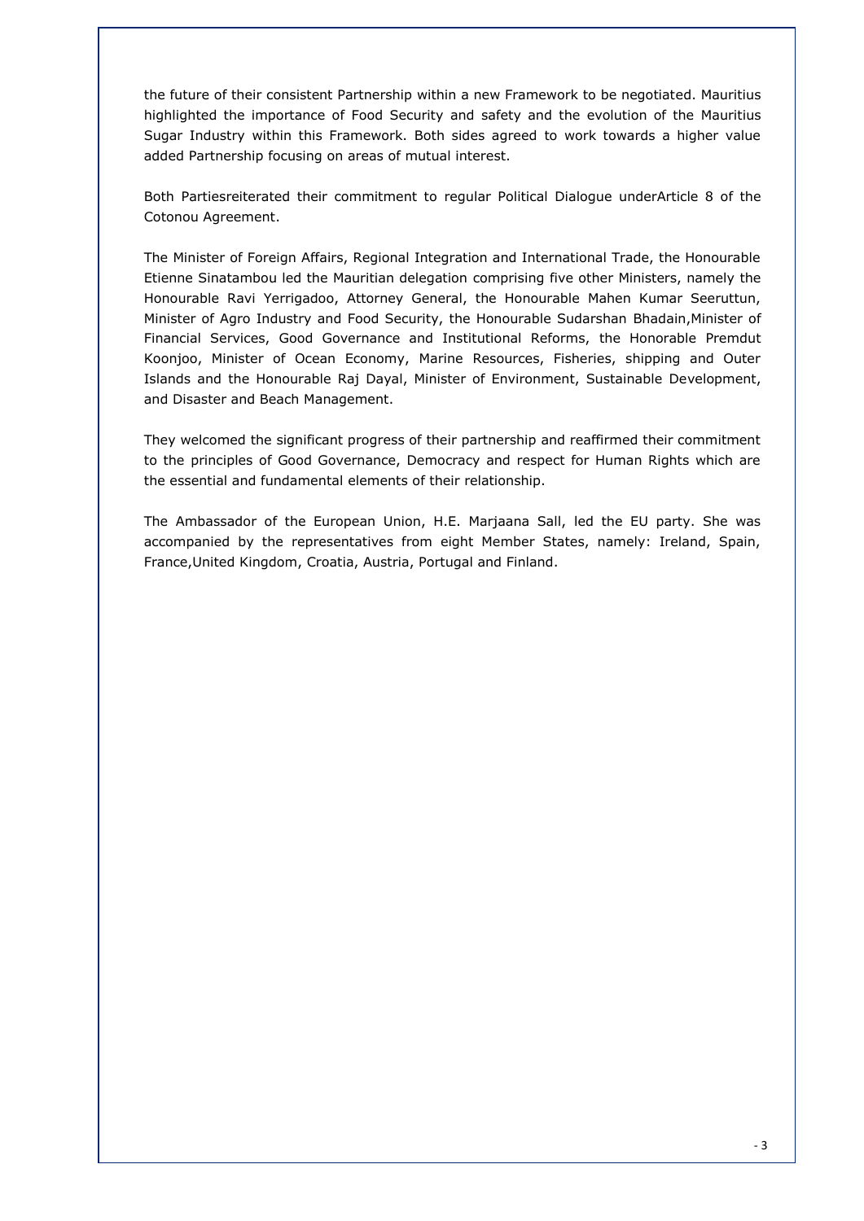the future of their consistent Partnership within a new Framework to be negotiated. Mauritius highlighted the importance of Food Security and safety and the evolution of the Mauritius Sugar Industry within this Framework. Both sides agreed to work towards a higher value added Partnership focusing on areas of mutual interest.

Both Partiesreiterated their commitment to regular Political Dialogue underArticle 8 of the Cotonou Agreement.

The Minister of Foreign Affairs, Regional Integration and International Trade, the Honourable Etienne Sinatambou led the Mauritian delegation comprising five other Ministers, namely the Honourable Ravi Yerrigadoo, Attorney General, the Honourable Mahen Kumar Seeruttun, Minister of Agro Industry and Food Security, the Honourable Sudarshan Bhadain,Minister of Financial Services, Good Governance and Institutional Reforms, the Honorable Premdut Koonjoo, Minister of Ocean Economy, Marine Resources, Fisheries, shipping and Outer Islands and the Honourable Raj Dayal, Minister of Environment, Sustainable Development, and Disaster and Beach Management.

They welcomed the significant progress of their partnership and reaffirmed their commitment to the principles of Good Governance, Democracy and respect for Human Rights which are the essential and fundamental elements of their relationship.

The Ambassador of the European Union, H.E. Marjaana Sall, led the EU party. She was accompanied by the representatives from eight Member States, namely: Ireland, Spain, France,United Kingdom, Croatia, Austria, Portugal and Finland.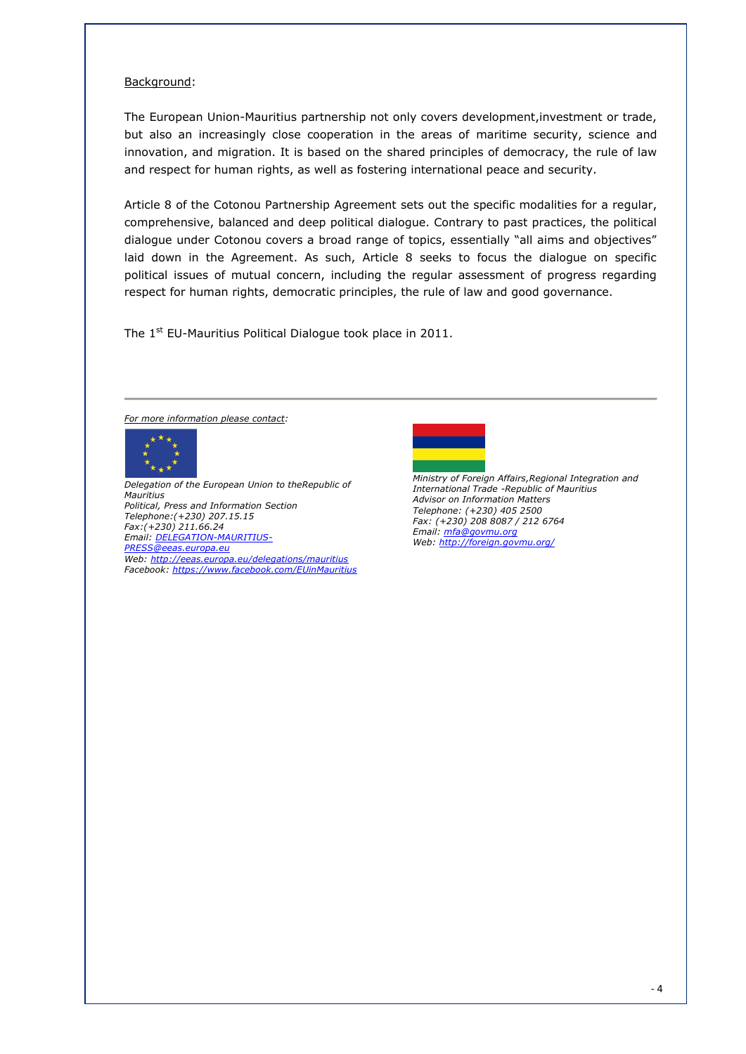Background:

The European Union-Mauritius partnership not only covers development,investment or trade, but also an increasingly close cooperation in the areas of maritime security, science and innovation, and migration. It is based on the shared principles of democracy, the rule of law and respect for human rights, as well as fostering international peace and security.

Article 8 of the Cotonou Partnership Agreement sets out the specific modalities for a regular, comprehensive, balanced and deep political dialogue. Contrary to past practices, the political dialogue under Cotonou covers a broad range of topics, essentially "all aims and objectives" laid down in the Agreement. As such, Article 8 seeks to focus the dialogue on specific political issues of mutual concern, including the regular assessment of progress regarding respect for human rights, democratic principles, the rule of law and good governance.

The 1st EU-Mauritius Political Dialogue took place in 2011.

---

*For more information please contact:*

*Delegation of the European Union to theRepublic of Mauritius*
*Political, Press and Information Section*
*Telephone:(+230) 207.15.15*
*Fax:(+230) 211.66.24*
*Email: DELEGATION-MAURITIUS-PRESS@eeas.europa.eu*
*Web: http://eeas.europa.eu/delegations/mauritius*
*Facebook: https://www.facebook.com/EUinMauritius*

*Ministry of Foreign Affairs,Regional Integration and International Trade -Republic of Mauritius*
*Advisor on Information Matters*
*Telephone: (+230) 405 2500*
*Fax: (+230) 208 8087 / 212 6764*
*Email: mfa@govmu.org*
*Web: http://foreign.govmu.org/*